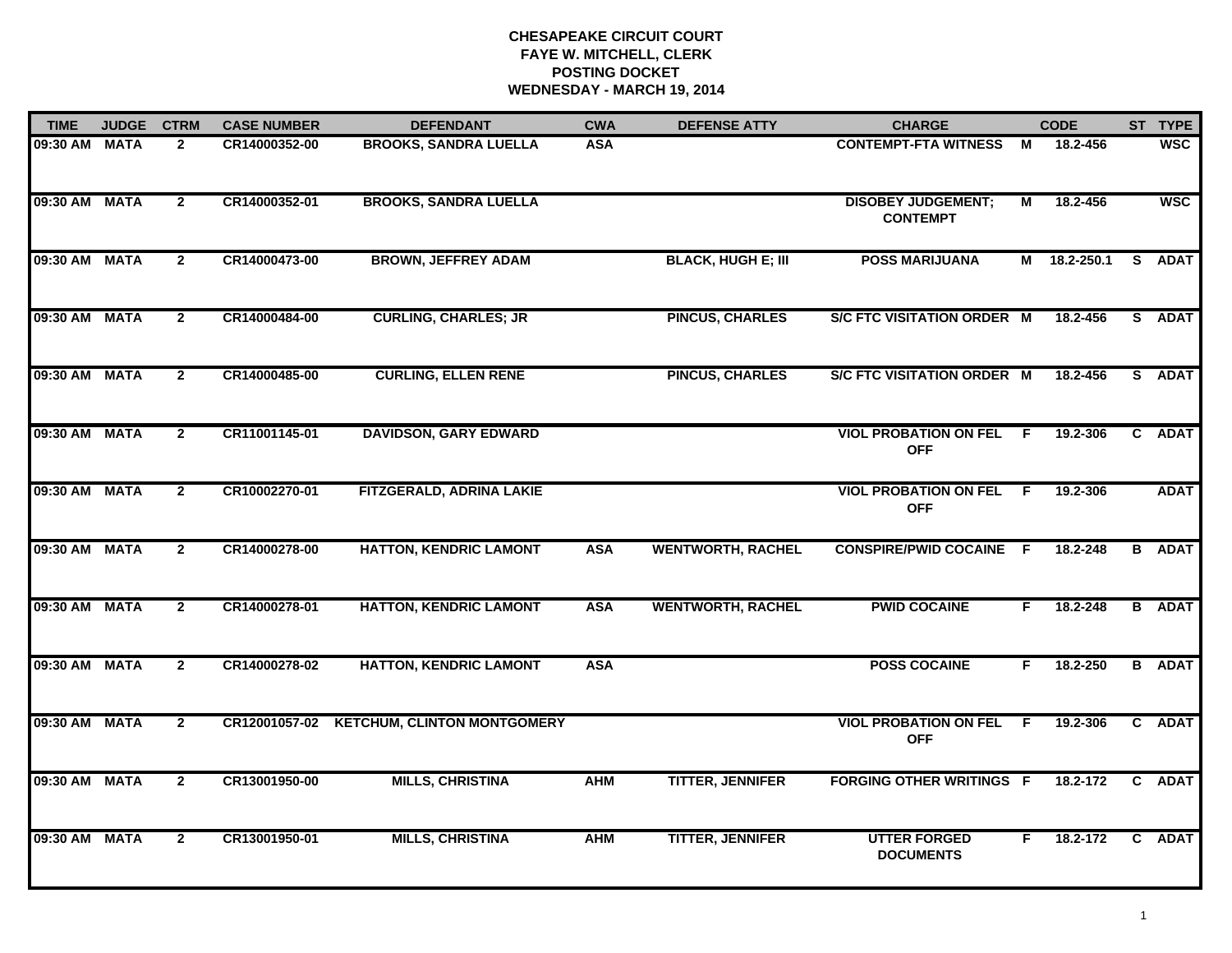# CHESAPEAKE CIRCUIT COURT
## FAYE W. MITCHELL, CLERK
## POSTING DOCKET
## WEDNESDAY - MARCH 19, 2014

| TIME | JUDGE | CTRM | CASE NUMBER | DEFENDANT | CWA | DEFENSE ATTY | CHARGE | | CODE | ST | TYPE |
|---|---|---|---|---|---|---|---|---|---|---|---|
| 09:30 AM | MATA | 2 | CR14000352-00 | BROOKS, SANDRA LUELLA | ASA | | CONTEMPT-FTA WITNESS | M | 18.2-456 | | WSC |
| 09:30 AM | MATA | 2 | CR14000352-01 | BROOKS, SANDRA LUELLA | | | DISOBEY JUDGEMENT; CONTEMPT | M | 18.2-456 | | WSC |
| 09:30 AM | MATA | 2 | CR14000473-00 | BROWN, JEFFREY ADAM | | BLACK, HUGH E; III | POSS MARIJUANA | M | 18.2-250.1 | S | ADAT |
| 09:30 AM | MATA | 2 | CR14000484-00 | CURLING, CHARLES; JR | | PINCUS, CHARLES | S/C FTC VISITATION ORDER | M | 18.2-456 | S | ADAT |
| 09:30 AM | MATA | 2 | CR14000485-00 | CURLING, ELLEN RENE | | PINCUS, CHARLES | S/C FTC VISITATION ORDER | M | 18.2-456 | S | ADAT |
| 09:30 AM | MATA | 2 | CR11001145-01 | DAVIDSON, GARY EDWARD | | | VIOL PROBATION ON FEL OFF | F | 19.2-306 | C | ADAT |
| 09:30 AM | MATA | 2 | CR10002270-01 | FITZGERALD, ADRINA LAKIE | | | VIOL PROBATION ON FEL OFF | F | 19.2-306 | | ADAT |
| 09:30 AM | MATA | 2 | CR14000278-00 | HATTON, KENDRIC LAMONT | ASA | WENTWORTH, RACHEL | CONSPIRE/PWID COCAINE | F | 18.2-248 | B | ADAT |
| 09:30 AM | MATA | 2 | CR14000278-01 | HATTON, KENDRIC LAMONT | ASA | WENTWORTH, RACHEL | PWID COCAINE | F | 18.2-248 | B | ADAT |
| 09:30 AM | MATA | 2 | CR14000278-02 | HATTON, KENDRIC LAMONT | ASA | | POSS COCAINE | F | 18.2-250 | B | ADAT |
| 09:30 AM | MATA | 2 | CR12001057-02 | KETCHUM, CLINTON MONTGOMERY | | | VIOL PROBATION ON FEL OFF | F | 19.2-306 | C | ADAT |
| 09:30 AM | MATA | 2 | CR13001950-00 | MILLS, CHRISTINA | AHM | TITTER, JENNIFER | FORGING OTHER WRITINGS | F | 18.2-172 | C | ADAT |
| 09:30 AM | MATA | 2 | CR13001950-01 | MILLS, CHRISTINA | AHM | TITTER, JENNIFER | UTTER FORGED DOCUMENTS | F | 18.2-172 | C | ADAT |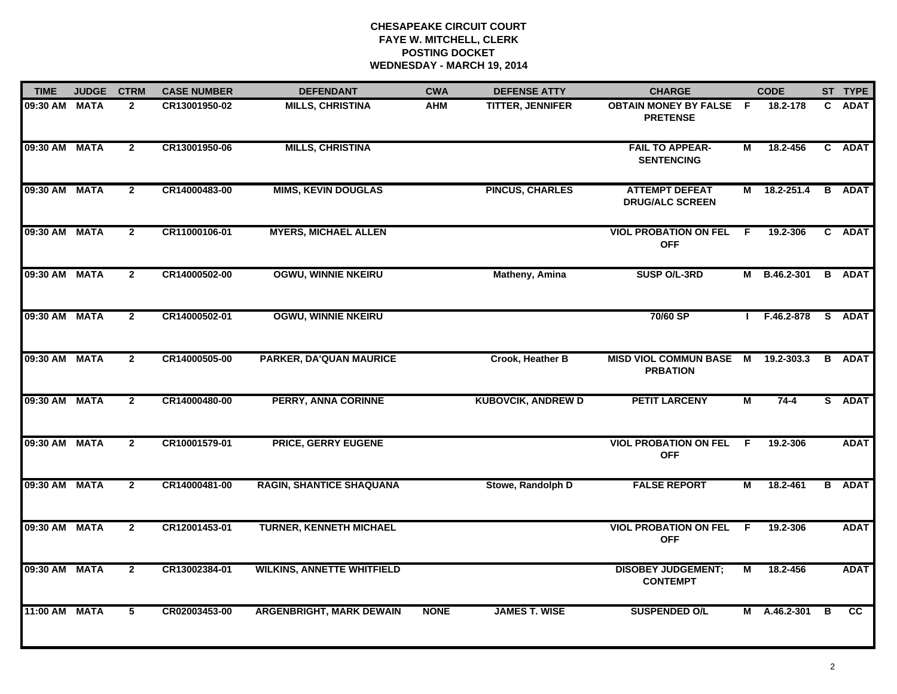# CHESAPEAKE CIRCUIT COURT
## FAYE W. MITCHELL, CLERK
## POSTING DOCKET
## WEDNESDAY - MARCH 19, 2014

| TIME | JUDGE | CTRM | CASE NUMBER | DEFENDANT | CWA | DEFENSE ATTY | CHARGE | | CODE | ST | TYPE |
|---|---|---|---|---|---|---|---|---|---|---|---|
| 09:30 AM | MATA | 2 | CR13001950-02 | MILLS, CHRISTINA | AHM | TITTER, JENNIFER | OBTAIN MONEY BY FALSE PRETENSE | F | 18.2-178 | C | ADAT |
| 09:30 AM | MATA | 2 | CR13001950-06 | MILLS, CHRISTINA | | | FAIL TO APPEAR- SENTENCING | M | 18.2-456 | C | ADAT |
| 09:30 AM | MATA | 2 | CR14000483-00 | MIMS, KEVIN DOUGLAS | | PINCUS, CHARLES | ATTEMPT DEFEAT DRUG/ALC SCREEN | M | 18.2-251.4 | B | ADAT |
| 09:30 AM | MATA | 2 | CR11000106-01 | MYERS, MICHAEL ALLEN | | | VIOL PROBATION ON FEL OFF | F | 19.2-306 | C | ADAT |
| 09:30 AM | MATA | 2 | CR14000502-00 | OGWU, WINNIE NKEIRU | | Matheny, Amina | SUSP O/L-3RD | M | B.46.2-301 | B | ADAT |
| 09:30 AM | MATA | 2 | CR14000502-01 | OGWU, WINNIE NKEIRU | | | 70/60 SP | I | F.46.2-878 | S | ADAT |
| 09:30 AM | MATA | 2 | CR14000505-00 | PARKER, DA'QUAN MAURICE | | Crook, Heather B | MISD VIOL COMMUN BASE PRBATION | M | 19.2-303.3 | B | ADAT |
| 09:30 AM | MATA | 2 | CR14000480-00 | PERRY, ANNA CORINNE | | KUBOVCIK, ANDREW D | PETIT LARCENY | M | 74-4 | S | ADAT |
| 09:30 AM | MATA | 2 | CR10001579-01 | PRICE, GERRY EUGENE | | | VIOL PROBATION ON FEL OFF | F | 19.2-306 | | ADAT |
| 09:30 AM | MATA | 2 | CR14000481-00 | RAGIN, SHANTICE SHAQUANA | | Stowe, Randolph D | FALSE REPORT | M | 18.2-461 | B | ADAT |
| 09:30 AM | MATA | 2 | CR12001453-01 | TURNER, KENNETH MICHAEL | | | VIOL PROBATION ON FEL OFF | F | 19.2-306 | | ADAT |
| 09:30 AM | MATA | 2 | CR13002384-01 | WILKINS, ANNETTE WHITFIELD | | | DISOBEY JUDGEMENT; CONTEMPT | M | 18.2-456 | | ADAT |
| 11:00 AM | MATA | 5 | CR02003453-00 | ARGENBRIGHT, MARK DEWAIN | NONE | JAMES T. WISE | SUSPENDED O/L | M | A.46.2-301 | B | CC |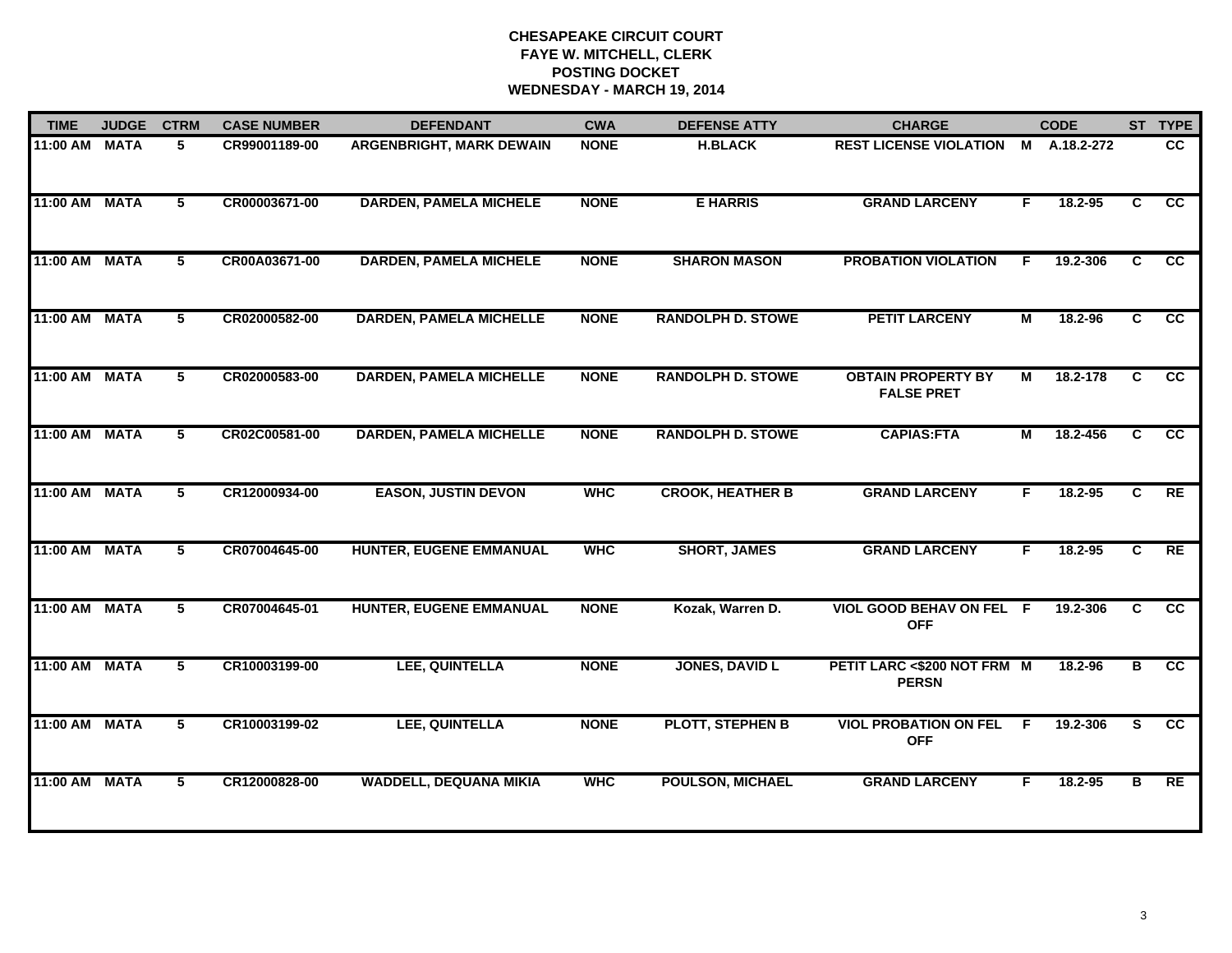# CHESAPEAKE CIRCUIT COURT
## FAYE W. MITCHELL, CLERK
## POSTING DOCKET
## WEDNESDAY - MARCH 19, 2014

| TIME | JUDGE | CTRM | CASE NUMBER | DEFENDANT | CWA | DEFENSE ATTY | CHARGE | | CODE | ST | TYPE |
|---|---|---|---|---|---|---|---|---|---|---|---|
| 11:00 AM | MATA | 5 | CR99001189-00 | ARGENBRIGHT, MARK DEWAIN | NONE | H.BLACK | REST LICENSE VIOLATION | M | A.18.2-272 | | CC |
| 11:00 AM | MATA | 5 | CR00003671-00 | DARDEN, PAMELA MICHELE | NONE | E HARRIS | GRAND LARCENY | F | 18.2-95 | C | CC |
| 11:00 AM | MATA | 5 | CR00A03671-00 | DARDEN, PAMELA MICHELE | NONE | SHARON MASON | PROBATION VIOLATION | F | 19.2-306 | C | CC |
| 11:00 AM | MATA | 5 | CR02000582-00 | DARDEN, PAMELA MICHELLE | NONE | RANDOLPH D. STOWE | PETIT LARCENY | M | 18.2-96 | C | CC |
| 11:00 AM | MATA | 5 | CR02000583-00 | DARDEN, PAMELA MICHELLE | NONE | RANDOLPH D. STOWE | OBTAIN PROPERTY BY FALSE PRET | M | 18.2-178 | C | CC |
| 11:00 AM | MATA | 5 | CR02C00581-00 | DARDEN, PAMELA MICHELLE | NONE | RANDOLPH D. STOWE | CAPIAS:FTA | M | 18.2-456 | C | CC |
| 11:00 AM | MATA | 5 | CR12000934-00 | EASON, JUSTIN DEVON | WHC | CROOK, HEATHER B | GRAND LARCENY | F | 18.2-95 | C | RE |
| 11:00 AM | MATA | 5 | CR07004645-00 | HUNTER, EUGENE EMMANUAL | WHC | SHORT, JAMES | GRAND LARCENY | F | 18.2-95 | C | RE |
| 11:00 AM | MATA | 5 | CR07004645-01 | HUNTER, EUGENE EMMANUAL | NONE | Kozak, Warren D. | VIOL GOOD BEHAV ON FEL OFF | F | 19.2-306 | C | CC |
| 11:00 AM | MATA | 5 | CR10003199-00 | LEE, QUINTELLA | NONE | JONES, DAVID L | PETIT LARC <$200 NOT FRM PERSN | M | 18.2-96 | B | CC |
| 11:00 AM | MATA | 5 | CR10003199-02 | LEE, QUINTELLA | NONE | PLOTT, STEPHEN B | VIOL PROBATION ON FEL OFF | F | 19.2-306 | S | CC |
| 11:00 AM | MATA | 5 | CR12000828-00 | WADDELL, DEQUANA MIKIA | WHC | POULSON, MICHAEL | GRAND LARCENY | F | 18.2-95 | B | RE |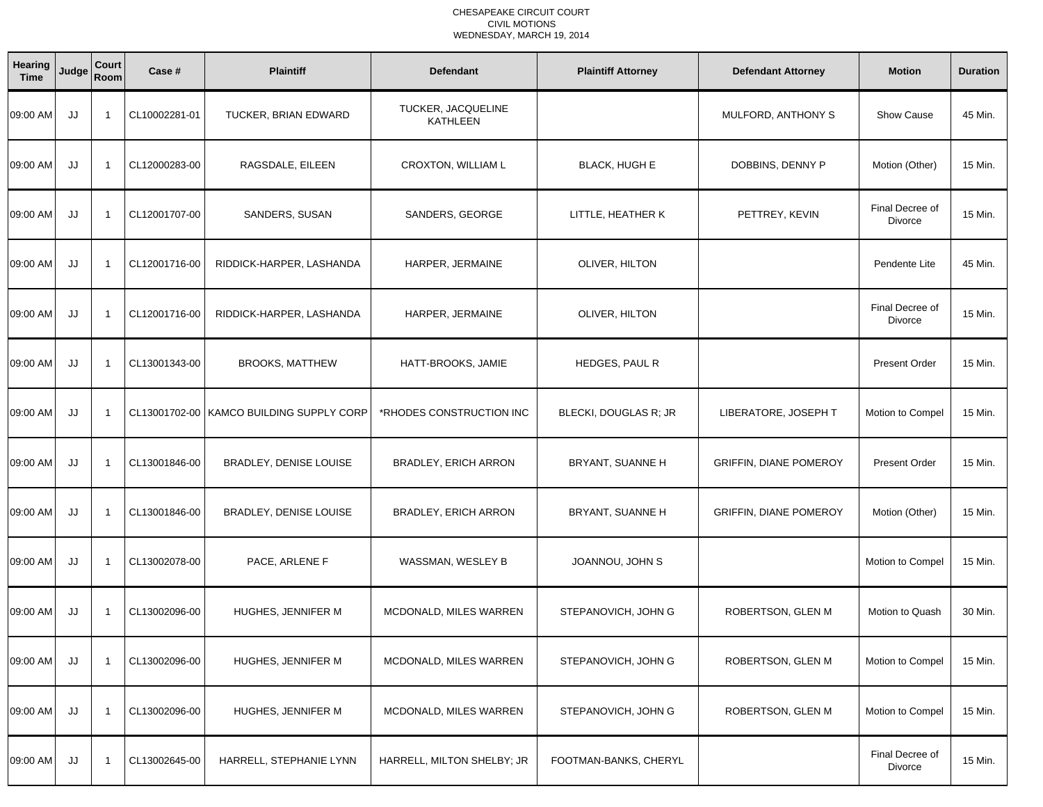CHESAPEAKE CIRCUIT COURT
CIVIL MOTIONS
WEDNESDAY, MARCH 19, 2014

| Hearing Time | Judge | Court Room | Case # | Plaintiff | Defendant | Plaintiff Attorney | Defendant Attorney | Motion | Duration |
|---|---|---|---|---|---|---|---|---|---|
| 09:00 AM | JJ | 1 | CL10002281-01 | TUCKER, BRIAN EDWARD | TUCKER, JACQUELINE KATHLEEN | | MULFORD, ANTHONY S | Show Cause | 45 Min. |
| 09:00 AM | JJ | 1 | CL12000283-00 | RAGSDALE, EILEEN | CROXTON, WILLIAM L | BLACK, HUGH E | DOBBINS, DENNY P | Motion (Other) | 15 Min. |
| 09:00 AM | JJ | 1 | CL12001707-00 | SANDERS, SUSAN | SANDERS, GEORGE | LITTLE, HEATHER K | PETTREY, KEVIN | Final Decree of Divorce | 15 Min. |
| 09:00 AM | JJ | 1 | CL12001716-00 | RIDDICK-HARPER, LASHANDA | HARPER, JERMAINE | OLIVER, HILTON | | Pendente Lite | 45 Min. |
| 09:00 AM | JJ | 1 | CL12001716-00 | RIDDICK-HARPER, LASHANDA | HARPER, JERMAINE | OLIVER, HILTON | | Final Decree of Divorce | 15 Min. |
| 09:00 AM | JJ | 1 | CL13001343-00 | BROOKS, MATTHEW | HATT-BROOKS, JAMIE | HEDGES, PAUL R | | Present Order | 15 Min. |
| 09:00 AM | JJ | 1 | CL13001702-00 | KAMCO BUILDING SUPPLY CORP | *RHODES CONSTRUCTION INC | BLECKI, DOUGLAS R; JR | LIBERATORE, JOSEPH T | Motion to Compel | 15 Min. |
| 09:00 AM | JJ | 1 | CL13001846-00 | BRADLEY, DENISE LOUISE | BRADLEY, ERICH ARRON | BRYANT, SUANNE H | GRIFFIN, DIANE POMEROY | Present Order | 15 Min. |
| 09:00 AM | JJ | 1 | CL13001846-00 | BRADLEY, DENISE LOUISE | BRADLEY, ERICH ARRON | BRYANT, SUANNE H | GRIFFIN, DIANE POMEROY | Motion (Other) | 15 Min. |
| 09:00 AM | JJ | 1 | CL13002078-00 | PACE, ARLENE F | WASSMAN, WESLEY B | JOANNOU, JOHN S | | Motion to Compel | 15 Min. |
| 09:00 AM | JJ | 1 | CL13002096-00 | HUGHES, JENNIFER M | MCDONALD, MILES WARREN | STEPANOVICH, JOHN G | ROBERTSON, GLEN M | Motion to Quash | 30 Min. |
| 09:00 AM | JJ | 1 | CL13002096-00 | HUGHES, JENNIFER M | MCDONALD, MILES WARREN | STEPANOVICH, JOHN G | ROBERTSON, GLEN M | Motion to Compel | 15 Min. |
| 09:00 AM | JJ | 1 | CL13002096-00 | HUGHES, JENNIFER M | MCDONALD, MILES WARREN | STEPANOVICH, JOHN G | ROBERTSON, GLEN M | Motion to Compel | 15 Min. |
| 09:00 AM | JJ | 1 | CL13002645-00 | HARRELL, STEPHANIE LYNN | HARRELL, MILTON SHELBY; JR | FOOTMAN-BANKS, CHERYL | | Final Decree of Divorce | 15 Min. |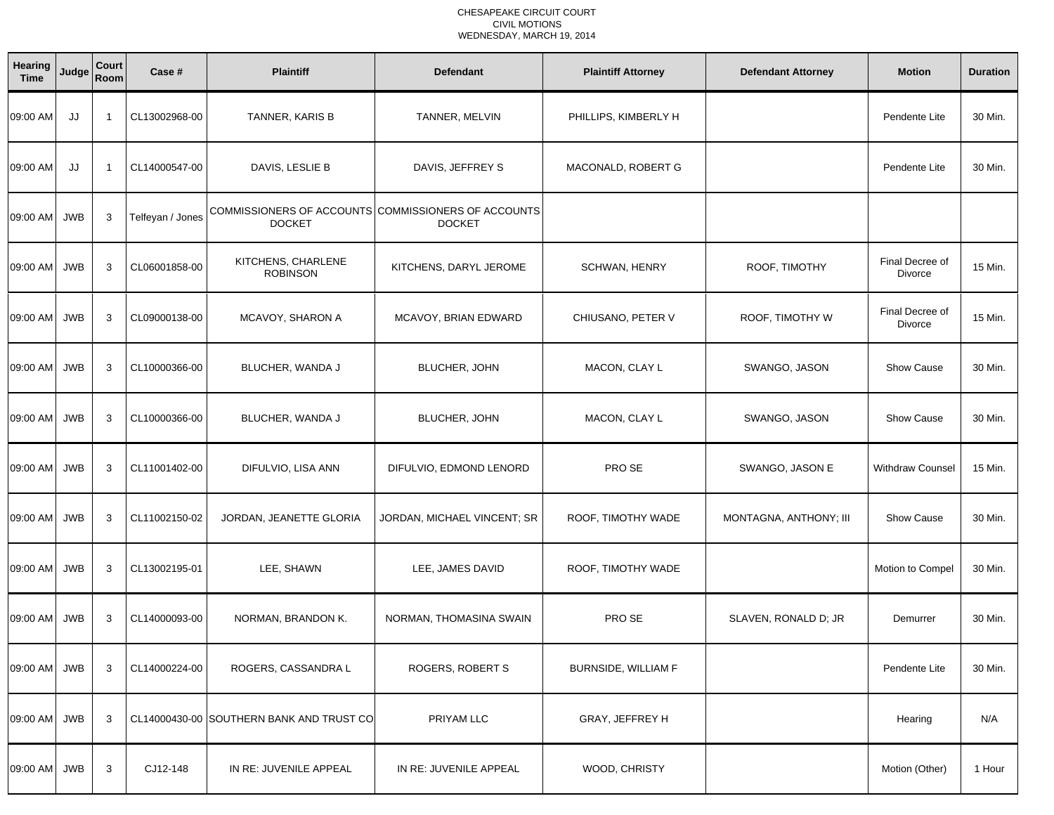CHESAPEAKE CIRCUIT COURT
CIVIL MOTIONS
WEDNESDAY, MARCH 19, 2014

| Hearing Time | Judge | Court Room | Case # | Plaintiff | Defendant | Plaintiff Attorney | Defendant Attorney | Motion | Duration |
|---|---|---|---|---|---|---|---|---|---|
| 09:00 AM | JJ | 1 | CL13002968-00 | TANNER, KARIS B | TANNER, MELVIN | PHILLIPS, KIMBERLY H | | Pendente Lite | 30 Min. |
| 09:00 AM | JJ | 1 | CL14000547-00 | DAVIS, LESLIE B | DAVIS, JEFFREY S | MACONALD, ROBERT G | | Pendente Lite | 30 Min. |
| 09:00 AM | JWB | 3 | Telfeyan / Jones | COMMISSIONERS OF ACCOUNTS DOCKET | COMMISSIONERS OF ACCOUNTS DOCKET | | | | |
| 09:00 AM | JWB | 3 | CL06001858-00 | KITCHENS, CHARLENE ROBINSON | KITCHENS, DARYL JEROME | SCHWAN, HENRY | ROOF, TIMOTHY | Final Decree of Divorce | 15 Min. |
| 09:00 AM | JWB | 3 | CL09000138-00 | MCAVOY, SHARON A | MCAVOY, BRIAN EDWARD | CHIUSANO, PETER V | ROOF, TIMOTHY W | Final Decree of Divorce | 15 Min. |
| 09:00 AM | JWB | 3 | CL10000366-00 | BLUCHER, WANDA J | BLUCHER, JOHN | MACON, CLAY L | SWANGO, JASON | Show Cause | 30 Min. |
| 09:00 AM | JWB | 3 | CL10000366-00 | BLUCHER, WANDA J | BLUCHER, JOHN | MACON, CLAY L | SWANGO, JASON | Show Cause | 30 Min. |
| 09:00 AM | JWB | 3 | CL11001402-00 | DIFULVIO, LISA ANN | DIFULVIO, EDMOND LENORD | PRO SE | SWANGO, JASON E | Withdraw Counsel | 15 Min. |
| 09:00 AM | JWB | 3 | CL11002150-02 | JORDAN, JEANETTE GLORIA | JORDAN, MICHAEL VINCENT; SR | ROOF, TIMOTHY WADE | MONTAGNA, ANTHONY; III | Show Cause | 30 Min. |
| 09:00 AM | JWB | 3 | CL13002195-01 | LEE, SHAWN | LEE, JAMES DAVID | ROOF, TIMOTHY WADE | | Motion to Compel | 30 Min. |
| 09:00 AM | JWB | 3 | CL14000093-00 | NORMAN, BRANDON K. | NORMAN, THOMASINA SWAIN | PRO SE | SLAVEN, RONALD D; JR | Demurrer | 30 Min. |
| 09:00 AM | JWB | 3 | CL14000224-00 | ROGERS, CASSANDRA L | ROGERS, ROBERT S | BURNSIDE, WILLIAM F | | Pendente Lite | 30 Min. |
| 09:00 AM | JWB | 3 | CL14000430-00 | SOUTHERN BANK AND TRUST CO | PRIYAM LLC | GRAY, JEFFREY H | | Hearing | N/A |
| 09:00 AM | JWB | 3 | CJ12-148 | IN RE: JUVENILE APPEAL | IN RE: JUVENILE APPEAL | WOOD, CHRISTY | | Motion (Other) | 1 Hour |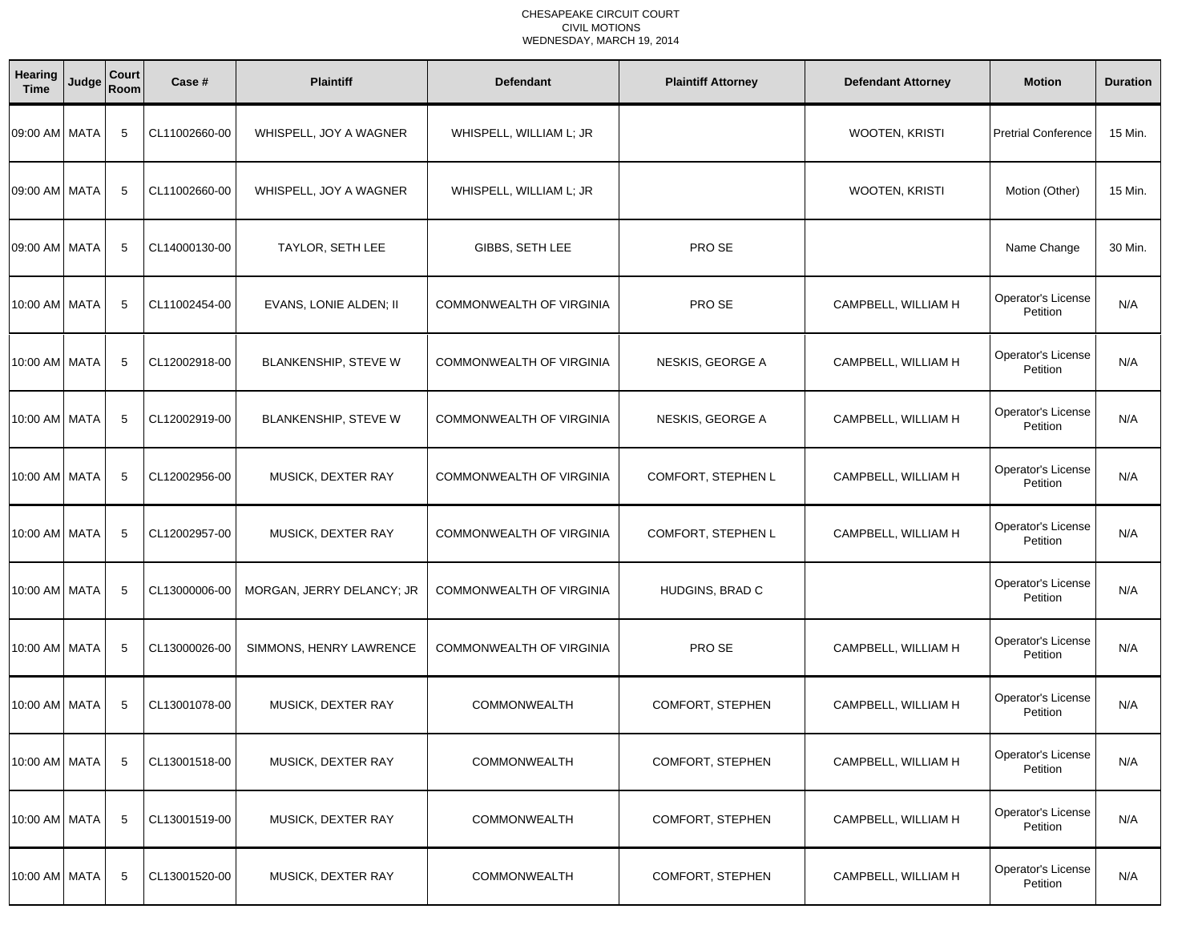CHESAPEAKE CIRCUIT COURT
CIVIL MOTIONS
WEDNESDAY, MARCH 19, 2014

| Hearing Time | Judge | Court Room | Case # | Plaintiff | Defendant | Plaintiff Attorney | Defendant Attorney | Motion | Duration |
|---|---|---|---|---|---|---|---|---|---|
| 09:00 AM | MATA | 5 | CL11002660-00 | WHISPELL, JOY A WAGNER | WHISPELL, WILLIAM L; JR | | WOOTEN, KRISTI | Pretrial Conference | 15 Min. |
| 09:00 AM | MATA | 5 | CL11002660-00 | WHISPELL, JOY A WAGNER | WHISPELL, WILLIAM L; JR | | WOOTEN, KRISTI | Motion (Other) | 15 Min. |
| 09:00 AM | MATA | 5 | CL14000130-00 | TAYLOR, SETH LEE | GIBBS, SETH LEE | PRO SE | | Name Change | 30 Min. |
| 10:00 AM | MATA | 5 | CL11002454-00 | EVANS, LONIE ALDEN; II | COMMONWEALTH OF VIRGINIA | PRO SE | CAMPBELL, WILLIAM H | Operator's License Petition | N/A |
| 10:00 AM | MATA | 5 | CL12002918-00 | BLANKENSHIP, STEVE W | COMMONWEALTH OF VIRGINIA | NESKIS, GEORGE A | CAMPBELL, WILLIAM H | Operator's License Petition | N/A |
| 10:00 AM | MATA | 5 | CL12002919-00 | BLANKENSHIP, STEVE W | COMMONWEALTH OF VIRGINIA | NESKIS, GEORGE A | CAMPBELL, WILLIAM H | Operator's License Petition | N/A |
| 10:00 AM | MATA | 5 | CL12002956-00 | MUSICK, DEXTER RAY | COMMONWEALTH OF VIRGINIA | COMFORT, STEPHEN L | CAMPBELL, WILLIAM H | Operator's License Petition | N/A |
| 10:00 AM | MATA | 5 | CL12002957-00 | MUSICK, DEXTER RAY | COMMONWEALTH OF VIRGINIA | COMFORT, STEPHEN L | CAMPBELL, WILLIAM H | Operator's License Petition | N/A |
| 10:00 AM | MATA | 5 | CL13000006-00 | MORGAN, JERRY DELANCY; JR | COMMONWEALTH OF VIRGINIA | HUDGINS, BRAD C | | Operator's License Petition | N/A |
| 10:00 AM | MATA | 5 | CL13000026-00 | SIMMONS, HENRY LAWRENCE | COMMONWEALTH OF VIRGINIA | PRO SE | CAMPBELL, WILLIAM H | Operator's License Petition | N/A |
| 10:00 AM | MATA | 5 | CL13001078-00 | MUSICK, DEXTER RAY | COMMONWEALTH | COMFORT, STEPHEN | CAMPBELL, WILLIAM H | Operator's License Petition | N/A |
| 10:00 AM | MATA | 5 | CL13001518-00 | MUSICK, DEXTER RAY | COMMONWEALTH | COMFORT, STEPHEN | CAMPBELL, WILLIAM H | Operator's License Petition | N/A |
| 10:00 AM | MATA | 5 | CL13001519-00 | MUSICK, DEXTER RAY | COMMONWEALTH | COMFORT, STEPHEN | CAMPBELL, WILLIAM H | Operator's License Petition | N/A |
| 10:00 AM | MATA | 5 | CL13001520-00 | MUSICK, DEXTER RAY | COMMONWEALTH | COMFORT, STEPHEN | CAMPBELL, WILLIAM H | Operator's License Petition | N/A |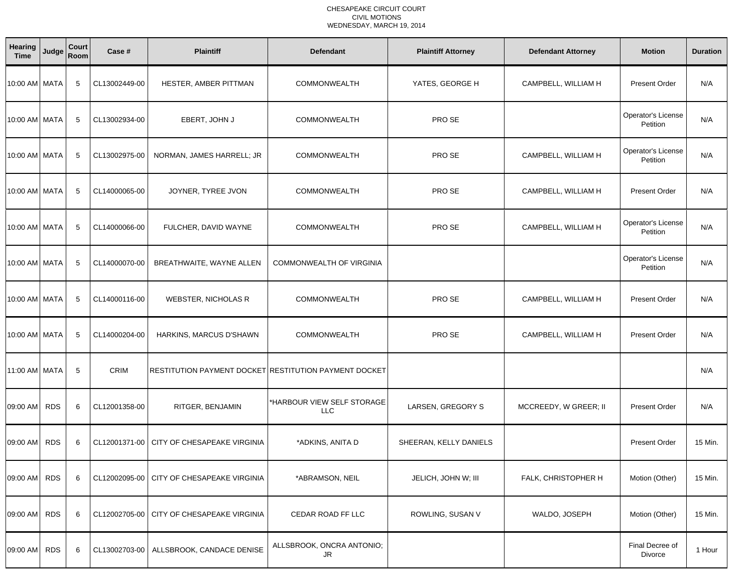CHESAPEAKE CIRCUIT COURT
CIVIL MOTIONS
WEDNESDAY, MARCH 19, 2014

| Hearing Time | Judge | Court Room | Case # | Plaintiff | Defendant | Plaintiff Attorney | Defendant Attorney | Motion | Duration |
|---|---|---|---|---|---|---|---|---|---|
| 10:00 AM | MATA | 5 | CL13002449-00 | HESTER, AMBER PITTMAN | COMMONWEALTH | YATES, GEORGE H | CAMPBELL, WILLIAM H | Present Order | N/A |
| 10:00 AM | MATA | 5 | CL13002934-00 | EBERT, JOHN J | COMMONWEALTH | PRO SE | | Operator's License Petition | N/A |
| 10:00 AM | MATA | 5 | CL13002975-00 | NORMAN, JAMES HARRELL; JR | COMMONWEALTH | PRO SE | CAMPBELL, WILLIAM H | Operator's License Petition | N/A |
| 10:00 AM | MATA | 5 | CL14000065-00 | JOYNER, TYREE JVON | COMMONWEALTH | PRO SE | CAMPBELL, WILLIAM H | Present Order | N/A |
| 10:00 AM | MATA | 5 | CL14000066-00 | FULCHER, DAVID WAYNE | COMMONWEALTH | PRO SE | CAMPBELL, WILLIAM H | Operator's License Petition | N/A |
| 10:00 AM | MATA | 5 | CL14000070-00 | BREATHWAITE, WAYNE ALLEN | COMMONWEALTH OF VIRGINIA | | | Operator's License Petition | N/A |
| 10:00 AM | MATA | 5 | CL14000116-00 | WEBSTER, NICHOLAS R | COMMONWEALTH | PRO SE | CAMPBELL, WILLIAM H | Present Order | N/A |
| 10:00 AM | MATA | 5 | CL14000204-00 | HARKINS, MARCUS D'SHAWN | COMMONWEALTH | PRO SE | CAMPBELL, WILLIAM H | Present Order | N/A |
| 11:00 AM | MATA | 5 | CRIM | RESTITUTION PAYMENT DOCKET | RESTITUTION PAYMENT DOCKET | | | | N/A |
| 09:00 AM | RDS | 6 | CL12001358-00 | RITGER, BENJAMIN | *HARBOUR VIEW SELF STORAGE LLC | LARSEN, GREGORY S | MCCREEDY, W GREER; II | Present Order | N/A |
| 09:00 AM | RDS | 6 | CL12001371-00 | CITY OF CHESAPEAKE VIRGINIA | *ADKINS, ANITA D | SHEERAN, KELLY DANIELS | | Present Order | 15 Min. |
| 09:00 AM | RDS | 6 | CL12002095-00 | CITY OF CHESAPEAKE VIRGINIA | *ABRAMSON, NEIL | JELICH, JOHN W; III | FALK, CHRISTOPHER H | Motion (Other) | 15 Min. |
| 09:00 AM | RDS | 6 | CL12002705-00 | CITY OF CHESAPEAKE VIRGINIA | CEDAR ROAD FF LLC | ROWLING, SUSAN V | WALDO, JOSEPH | Motion (Other) | 15 Min. |
| 09:00 AM | RDS | 6 | CL13002703-00 | ALLSBROOK, CANDACE DENISE | ALLSBROOK, ONCRA ANTONIO; JR | | | Final Decree of Divorce | 1 Hour |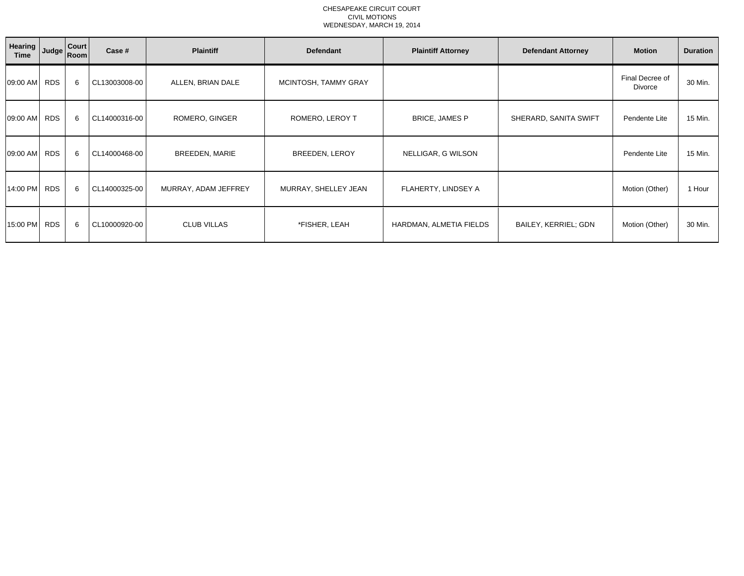CHESAPEAKE CIRCUIT COURT
CIVIL MOTIONS
WEDNESDAY, MARCH 19, 2014

| Hearing Time | Judge | Court Room | Case # | Plaintiff | Defendant | Plaintiff Attorney | Defendant Attorney | Motion | Duration |
|---|---|---|---|---|---|---|---|---|---|
| 09:00 AM | RDS | 6 | CL13003008-00 | ALLEN, BRIAN DALE | MCINTOSH, TAMMY GRAY | | | Final Decree of Divorce | 30 Min. |
| 09:00 AM | RDS | 6 | CL14000316-00 | ROMERO, GINGER | ROMERO, LEROY T | BRICE, JAMES P | SHERARD, SANITA SWIFT | Pendente Lite | 15 Min. |
| 09:00 AM | RDS | 6 | CL14000468-00 | BREEDEN, MARIE | BREEDEN, LEROY | NELLIGAR, G WILSON | | Pendente Lite | 15 Min. |
| 14:00 PM | RDS | 6 | CL14000325-00 | MURRAY, ADAM JEFFREY | MURRAY, SHELLEY JEAN | FLAHERTY, LINDSEY A | | Motion (Other) | 1 Hour |
| 15:00 PM | RDS | 6 | CL10000920-00 | CLUB VILLAS | *FISHER, LEAH | HARDMAN, ALMETIA FIELDS | BAILEY, KERRIEL; GDN | Motion (Other) | 30 Min. |